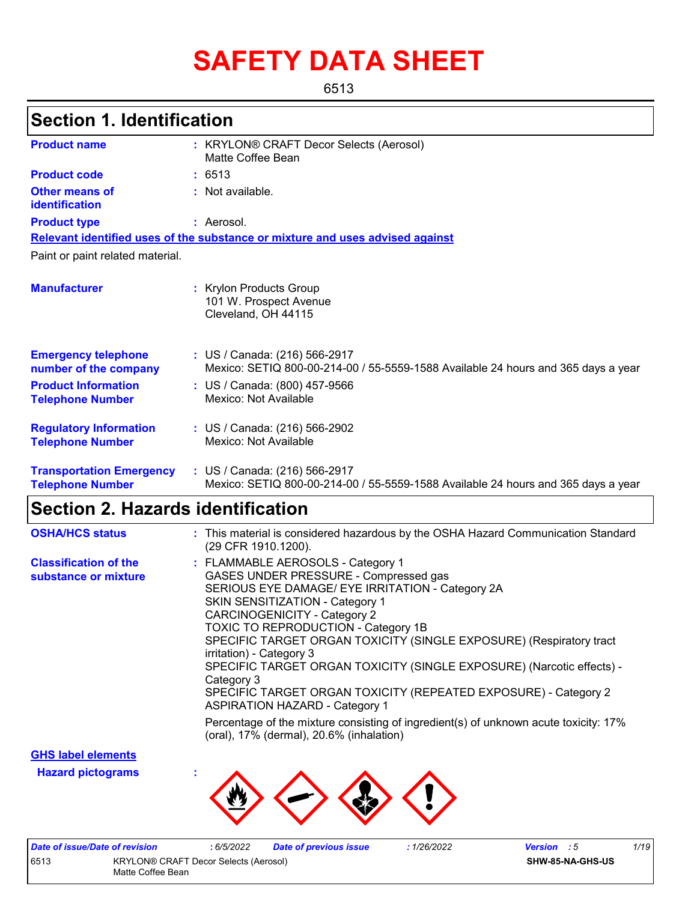# SAFETY DATA SHEET

6513

## Section 1. Identification

**Product name** : KRYLON® CRAFT Decor Selects (Aerosol) Matte Coffee Bean

**Product code** : 6513

**Other means of identification** : Not available.

**Product type** : Aerosol.

**Relevant identified uses of the substance or mixture and uses advised against**

Paint or paint related material.

**Manufacturer** : Krylon Products Group
101 W. Prospect Avenue
Cleveland, OH 44115

**Emergency telephone number of the company** : US / Canada: (216) 566-2917
Mexico: SETIQ 800-00-214-00 / 55-5559-1588 Available 24 hours and 365 days a year

**Product Information Telephone Number** : US / Canada: (800) 457-9566
Mexico: Not Available

**Regulatory Information Telephone Number** : US / Canada: (216) 566-2902
Mexico: Not Available

**Transportation Emergency Telephone Number** : US / Canada: (216) 566-2917
Mexico: SETIQ 800-00-214-00 / 55-5559-1588 Available 24 hours and 365 days a year

## Section 2. Hazards identification

**OSHA/HCS status** : This material is considered hazardous by the OSHA Hazard Communication Standard (29 CFR 1910.1200).

**Classification of the substance or mixture** :
FLAMMABLE AEROSOLS - Category 1
GASES UNDER PRESSURE - Compressed gas
SERIOUS EYE DAMAGE/ EYE IRRITATION - Category 2A
SKIN SENSITIZATION - Category 1
CARCINOGENICITY - Category 2
TOXIC TO REPRODUCTION - Category 1B
SPECIFIC TARGET ORGAN TOXICITY (SINGLE EXPOSURE) (Respiratory tract irritation) - Category 3
SPECIFIC TARGET ORGAN TOXICITY (SINGLE EXPOSURE) (Narcotic effects) - Category 3
SPECIFIC TARGET ORGAN TOXICITY (REPEATED EXPOSURE) - Category 2
ASPIRATION HAZARD - Category 1

Percentage of the mixture consisting of ingredient(s) of unknown acute toxicity: 17% (oral), 17% (dermal), 20.6% (inhalation)

**GHS label elements**

**Hazard pictograms** :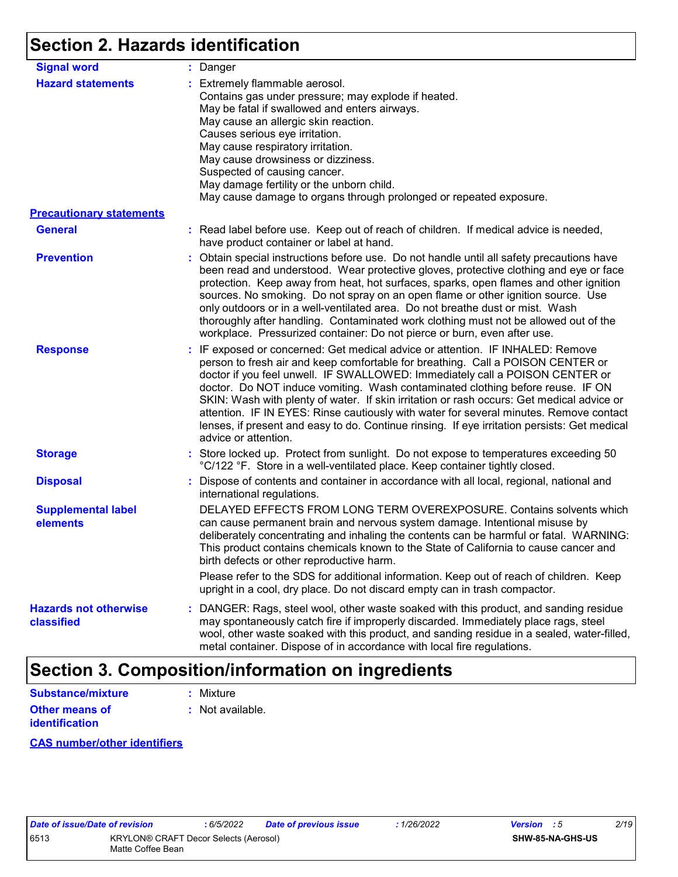## Section 2. Hazards identification

**Signal word** : Danger

**Hazard statements** : Extremely flammable aerosol.
Contains gas under pressure; may explode if heated.
May be fatal if swallowed and enters airways.
May cause an allergic skin reaction.
Causes serious eye irritation.
May cause respiratory irritation.
May cause drowsiness or dizziness.
Suspected of causing cancer.
May damage fertility or the unborn child.
May cause damage to organs through prolonged or repeated exposure.

**Precautionary statements**

**General** : Read label before use. Keep out of reach of children. If medical advice is needed, have product container or label at hand.

**Prevention** : Obtain special instructions before use. Do not handle until all safety precautions have been read and understood. Wear protective gloves, protective clothing and eye or face protection. Keep away from heat, hot surfaces, sparks, open flames and other ignition sources. No smoking. Do not spray on an open flame or other ignition source. Use only outdoors or in a well-ventilated area. Do not breathe dust or mist. Wash thoroughly after handling. Contaminated work clothing must not be allowed out of the workplace. Pressurized container: Do not pierce or burn, even after use.

**Response** : IF exposed or concerned: Get medical advice or attention. IF INHALED: Remove person to fresh air and keep comfortable for breathing. Call a POISON CENTER or doctor if you feel unwell. IF SWALLOWED: Immediately call a POISON CENTER or doctor. Do NOT induce vomiting. Wash contaminated clothing before reuse. IF ON SKIN: Wash with plenty of water. If skin irritation or rash occurs: Get medical advice or attention. IF IN EYES: Rinse cautiously with water for several minutes. Remove contact lenses, if present and easy to do. Continue rinsing. If eye irritation persists: Get medical advice or attention.

**Storage** : Store locked up. Protect from sunlight. Do not expose to temperatures exceeding 50 °C/122 °F. Store in a well-ventilated place. Keep container tightly closed.

**Disposal** : Dispose of contents and container in accordance with all local, regional, national and international regulations.

**Supplemental label elements**

DELAYED EFFECTS FROM LONG TERM OVEREXPOSURE. Contains solvents which can cause permanent brain and nervous system damage. Intentional misuse by deliberately concentrating and inhaling the contents can be harmful or fatal. WARNING: This product contains chemicals known to the State of California to cause cancer and birth defects or other reproductive harm.

Please refer to the SDS for additional information. Keep out of reach of children. Keep upright in a cool, dry place. Do not discard empty can in trash compactor.

**Hazards not otherwise classified** : DANGER: Rags, steel wool, other waste soaked with this product, and sanding residue may spontaneously catch fire if improperly discarded. Immediately place rags, steel wool, other waste soaked with this product, and sanding residue in a sealed, water-filled, metal container. Dispose of in accordance with local fire regulations.

## Section 3. Composition/information on ingredients

**Substance/mixture** : Mixture

**Other means of identification** : Not available.

**CAS number/other identifiers**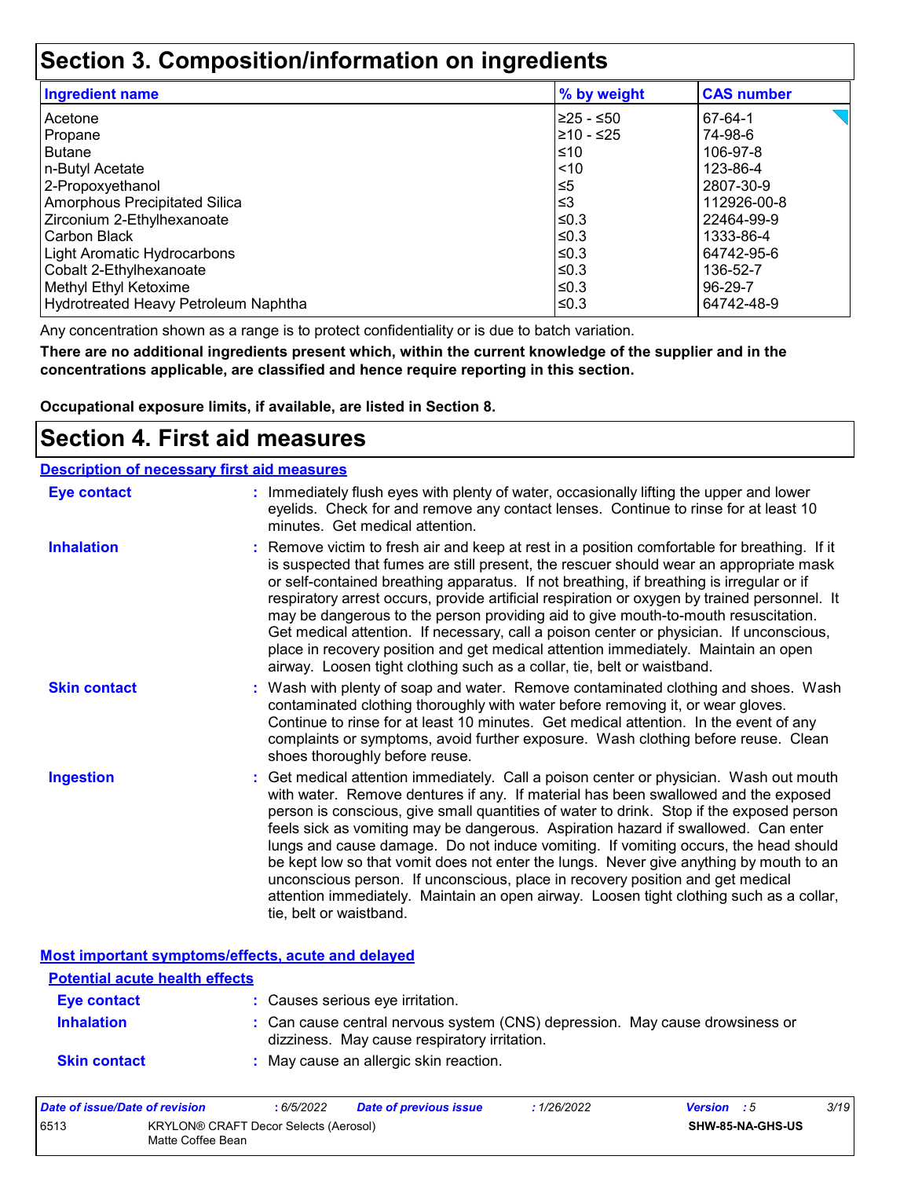# Section 3. Composition/information on ingredients

| Ingredient name | % by weight | CAS number |
|---|---|---|
| Acetone | ≥25 - ≤50 | 67-64-1 |
| Propane | ≥10 - ≤25 | 74-98-6 |
| Butane | ≤10 | 106-97-8 |
| n-Butyl Acetate | <10 | 123-86-4 |
| 2-Propoxyethanol | ≤5 | 2807-30-9 |
| Amorphous Precipitated Silica | ≤3 | 112926-00-8 |
| Zirconium 2-Ethylhexanoate | ≤0.3 | 22464-99-9 |
| Carbon Black | ≤0.3 | 1333-86-4 |
| Light Aromatic Hydrocarbons | ≤0.3 | 64742-95-6 |
| Cobalt 2-Ethylhexanoate | ≤0.3 | 136-52-7 |
| Methyl Ethyl Ketoxime | ≤0.3 | 96-29-7 |
| Hydrotreated Heavy Petroleum Naphtha | ≤0.3 | 64742-48-9 |

Any concentration shown as a range is to protect confidentiality or is due to batch variation.

**There are no additional ingredients present which, within the current knowledge of the supplier and in the concentrations applicable, are classified and hence require reporting in this section.**

**Occupational exposure limits, if available, are listed in Section 8.**

# Section 4. First aid measures

**Description of necessary first aid measures**

**Eye contact** : Immediately flush eyes with plenty of water, occasionally lifting the upper and lower eyelids. Check for and remove any contact lenses. Continue to rinse for at least 10 minutes. Get medical attention.

**Inhalation** : Remove victim to fresh air and keep at rest in a position comfortable for breathing. If it is suspected that fumes are still present, the rescuer should wear an appropriate mask or self-contained breathing apparatus. If not breathing, if breathing is irregular or if respiratory arrest occurs, provide artificial respiration or oxygen by trained personnel. It may be dangerous to the person providing aid to give mouth-to-mouth resuscitation. Get medical attention. If necessary, call a poison center or physician. If unconscious, place in recovery position and get medical attention immediately. Maintain an open airway. Loosen tight clothing such as a collar, tie, belt or waistband.

**Skin contact** : Wash with plenty of soap and water. Remove contaminated clothing and shoes. Wash contaminated clothing thoroughly with water before removing it, or wear gloves. Continue to rinse for at least 10 minutes. Get medical attention. In the event of any complaints or symptoms, avoid further exposure. Wash clothing before reuse. Clean shoes thoroughly before reuse.

**Ingestion** : Get medical attention immediately. Call a poison center or physician. Wash out mouth with water. Remove dentures if any. If material has been swallowed and the exposed person is conscious, give small quantities of water to drink. Stop if the exposed person feels sick as vomiting may be dangerous. Aspiration hazard if swallowed. Can enter lungs and cause damage. Do not induce vomiting. If vomiting occurs, the head should be kept low so that vomit does not enter the lungs. Never give anything by mouth to an unconscious person. If unconscious, place in recovery position and get medical attention immediately. Maintain an open airway. Loosen tight clothing such as a collar, tie, belt or waistband.

**Most important symptoms/effects, acute and delayed**

**Potential acute health effects**

**Eye contact** : Causes serious eye irritation.

**Inhalation** : Can cause central nervous system (CNS) depression. May cause drowsiness or dizziness. May cause respiratory irritation.

**Skin contact** : May cause an allergic skin reaction.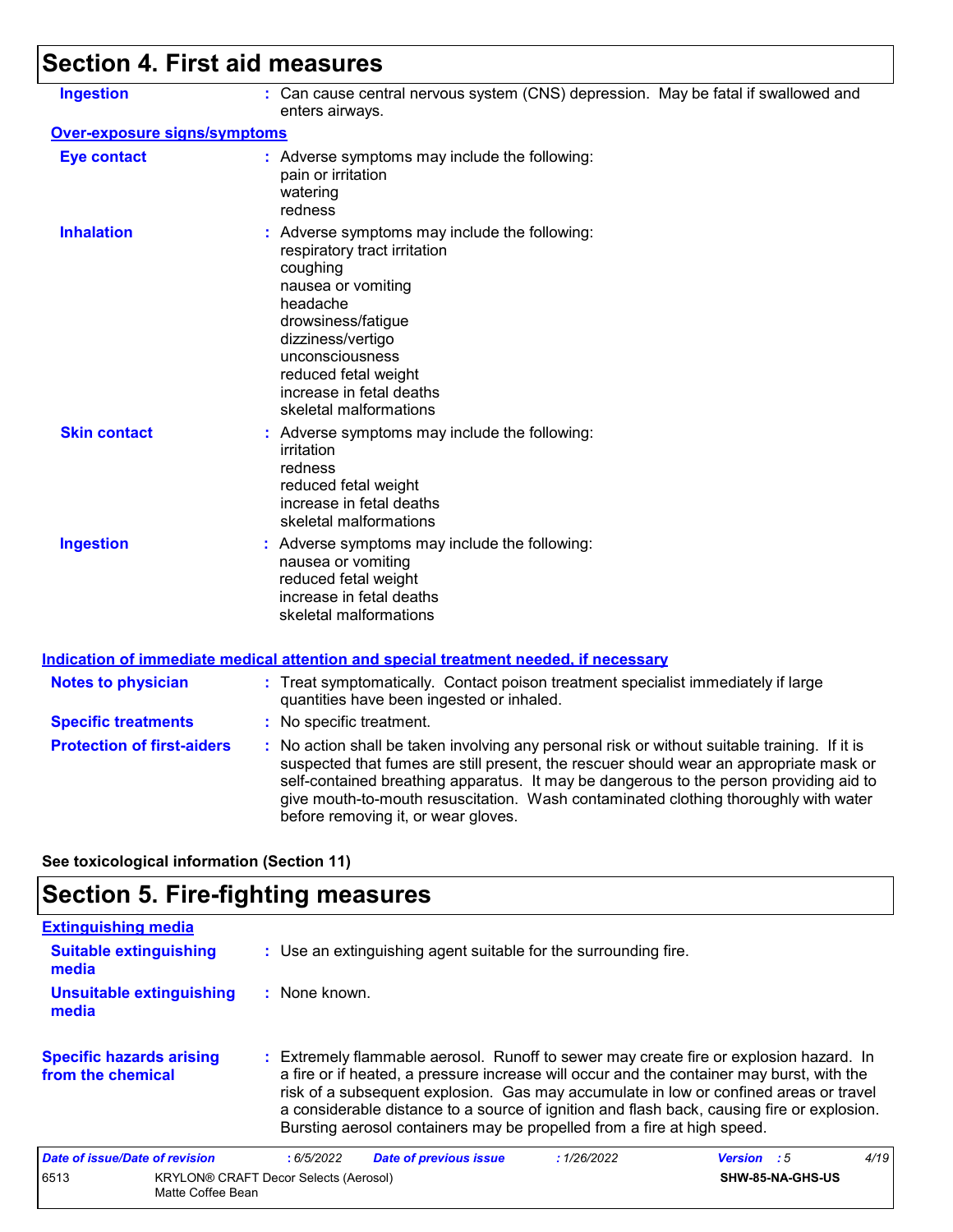## Section 4. First aid measures

**Ingestion** : Can cause central nervous system (CNS) depression. May be fatal if swallowed and enters airways.

**Over-exposure signs/symptoms**

**Eye contact** : Adverse symptoms may include the following:
pain or irritation
watering
redness

**Inhalation** : Adverse symptoms may include the following:
respiratory tract irritation
coughing
nausea or vomiting
headache
drowsiness/fatigue
dizziness/vertigo
unconsciousness
reduced fetal weight
increase in fetal deaths
skeletal malformations

**Skin contact** : Adverse symptoms may include the following:
irritation
redness
reduced fetal weight
increase in fetal deaths
skeletal malformations

**Ingestion** : Adverse symptoms may include the following:
nausea or vomiting
reduced fetal weight
increase in fetal deaths
skeletal malformations

**Indication of immediate medical attention and special treatment needed, if necessary**

**Notes to physician** : Treat symptomatically. Contact poison treatment specialist immediately if large quantities have been ingested or inhaled.

**Specific treatments** : No specific treatment.

**Protection of first-aiders** : No action shall be taken involving any personal risk or without suitable training. If it is suspected that fumes are still present, the rescuer should wear an appropriate mask or self-contained breathing apparatus. It may be dangerous to the person providing aid to give mouth-to-mouth resuscitation. Wash contaminated clothing thoroughly with water before removing it, or wear gloves.

**See toxicological information (Section 11)**

## Section 5. Fire-fighting measures

**Extinguishing media**

**Suitable extinguishing media** : Use an extinguishing agent suitable for the surrounding fire.

**Unsuitable extinguishing media** : None known.

**Specific hazards arising from the chemical** : Extremely flammable aerosol. Runoff to sewer may create fire or explosion hazard. In a fire or if heated, a pressure increase will occur and the container may burst, with the risk of a subsequent explosion. Gas may accumulate in low or confined areas or travel a considerable distance to a source of ignition and flash back, causing fire or explosion. Bursting aerosol containers may be propelled from a fire at high speed.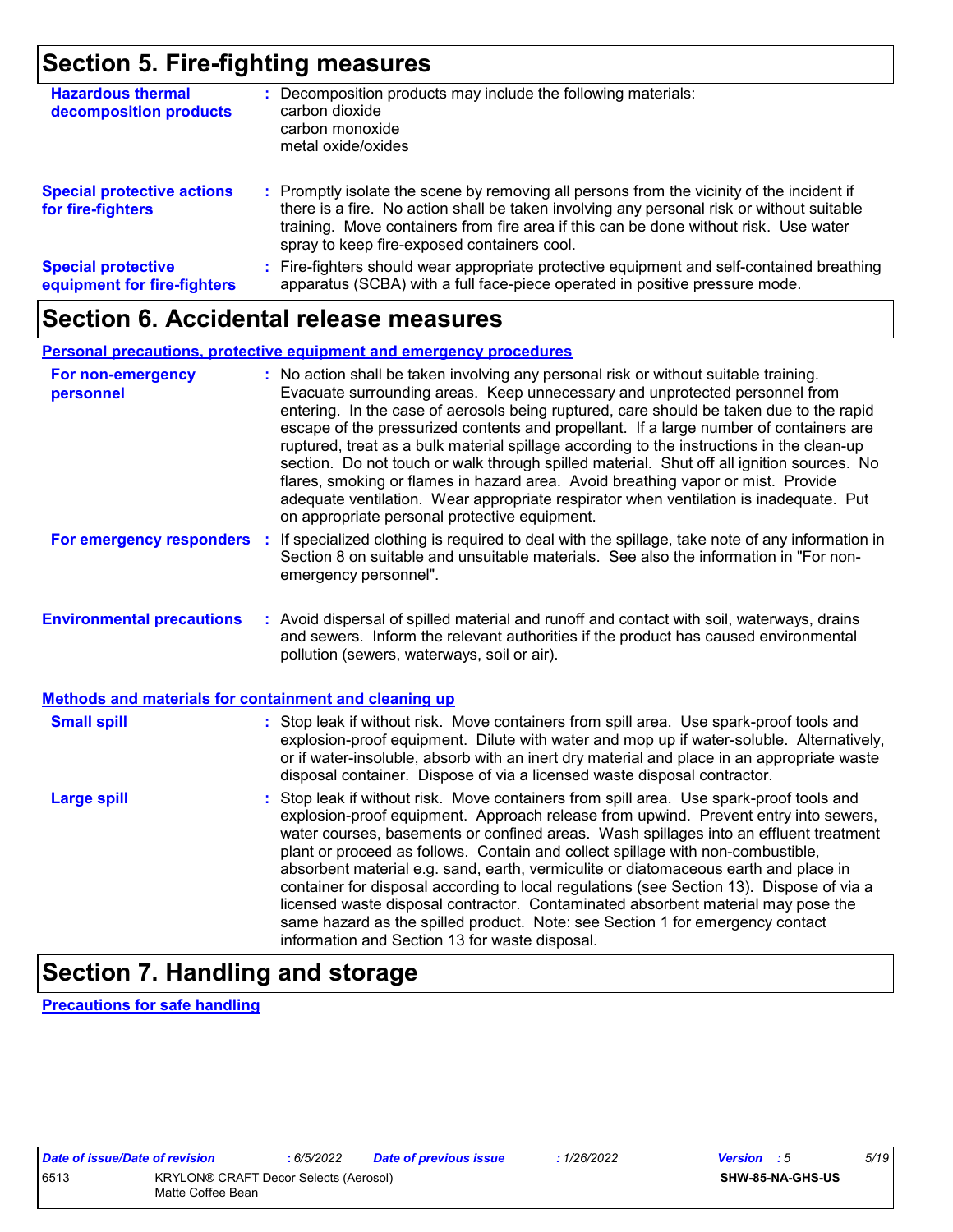## Section 5. Fire-fighting measures

**Hazardous thermal decomposition products** : Decomposition products may include the following materials:
carbon dioxide
carbon monoxide
metal oxide/oxides

**Special protective actions for fire-fighters** : Promptly isolate the scene by removing all persons from the vicinity of the incident if there is a fire. No action shall be taken involving any personal risk or without suitable training. Move containers from fire area if this can be done without risk. Use water spray to keep fire-exposed containers cool.

**Special protective equipment for fire-fighters** : Fire-fighters should wear appropriate protective equipment and self-contained breathing apparatus (SCBA) with a full face-piece operated in positive pressure mode.

## Section 6. Accidental release measures

### Personal precautions, protective equipment and emergency procedures

**For non-emergency personnel** : No action shall be taken involving any personal risk or without suitable training. Evacuate surrounding areas. Keep unnecessary and unprotected personnel from entering. In the case of aerosols being ruptured, care should be taken due to the rapid escape of the pressurized contents and propellant. If a large number of containers are ruptured, treat as a bulk material spillage according to the instructions in the clean-up section. Do not touch or walk through spilled material. Shut off all ignition sources. No flares, smoking or flames in hazard area. Avoid breathing vapor or mist. Provide adequate ventilation. Wear appropriate respirator when ventilation is inadequate. Put on appropriate personal protective equipment.

**For emergency responders** : If specialized clothing is required to deal with the spillage, take note of any information in Section 8 on suitable and unsuitable materials. See also the information in "For non-emergency personnel".

**Environmental precautions** : Avoid dispersal of spilled material and runoff and contact with soil, waterways, drains and sewers. Inform the relevant authorities if the product has caused environmental pollution (sewers, waterways, soil or air).

### Methods and materials for containment and cleaning up

**Small spill** : Stop leak if without risk. Move containers from spill area. Use spark-proof tools and explosion-proof equipment. Dilute with water and mop up if water-soluble. Alternatively, or if water-insoluble, absorb with an inert dry material and place in an appropriate waste disposal container. Dispose of via a licensed waste disposal contractor.

**Large spill** : Stop leak if without risk. Move containers from spill area. Use spark-proof tools and explosion-proof equipment. Approach release from upwind. Prevent entry into sewers, water courses, basements or confined areas. Wash spillages into an effluent treatment plant or proceed as follows. Contain and collect spillage with non-combustible, absorbent material e.g. sand, earth, vermiculite or diatomaceous earth and place in container for disposal according to local regulations (see Section 13). Dispose of via a licensed waste disposal contractor. Contaminated absorbent material may pose the same hazard as the spilled product. Note: see Section 1 for emergency contact information and Section 13 for waste disposal.

## Section 7. Handling and storage

### Precautions for safe handling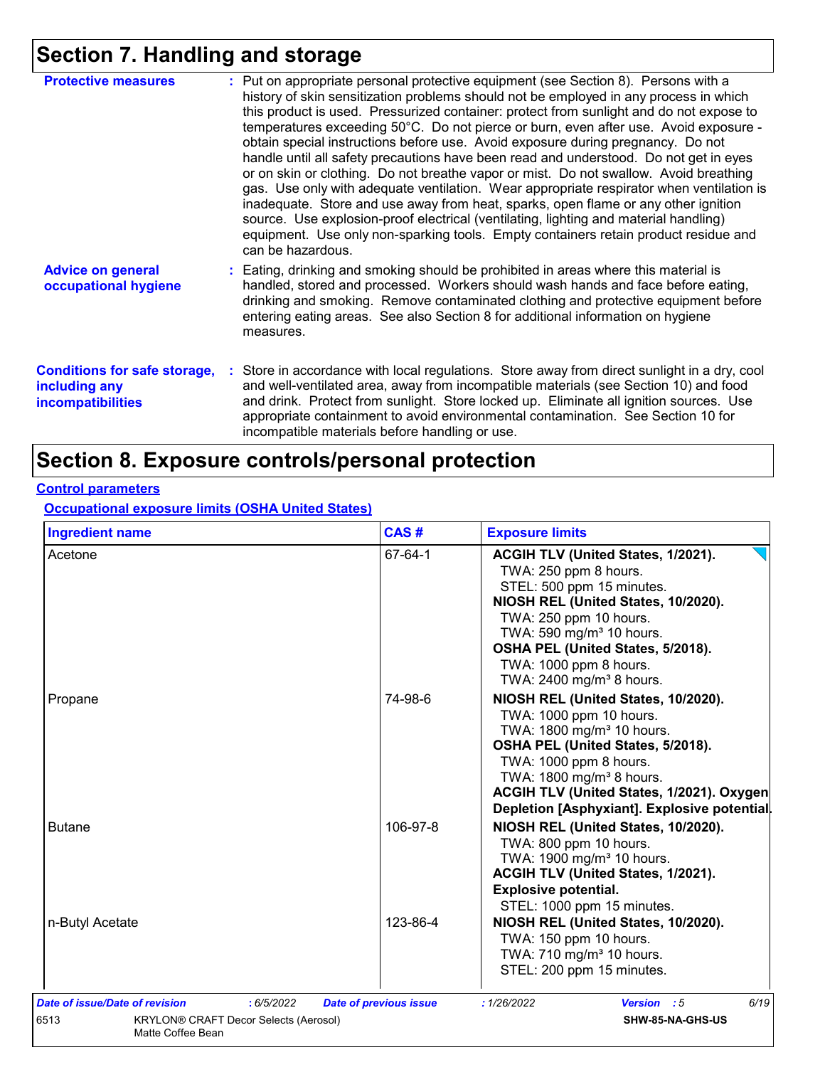# Section 7. Handling and storage

**Protective measures** : Put on appropriate personal protective equipment (see Section 8). Persons with a history of skin sensitization problems should not be employed in any process in which this product is used. Pressurized container: protect from sunlight and do not expose to temperatures exceeding 50°C. Do not pierce or burn, even after use. Avoid exposure - obtain special instructions before use. Avoid exposure during pregnancy. Do not handle until all safety precautions have been read and understood. Do not get in eyes or on skin or clothing. Do not breathe vapor or mist. Do not swallow. Avoid breathing gas. Use only with adequate ventilation. Wear appropriate respirator when ventilation is inadequate. Store and use away from heat, sparks, open flame or any other ignition source. Use explosion-proof electrical (ventilating, lighting and material handling) equipment. Use only non-sparking tools. Empty containers retain product residue and can be hazardous.

**Advice on general occupational hygiene** : Eating, drinking and smoking should be prohibited in areas where this material is handled, stored and processed. Workers should wash hands and face before eating, drinking and smoking. Remove contaminated clothing and protective equipment before entering eating areas. See also Section 8 for additional information on hygiene measures.

**Conditions for safe storage, including any incompatibilities** : Store in accordance with local regulations. Store away from direct sunlight in a dry, cool and well-ventilated area, away from incompatible materials (see Section 10) and food and drink. Protect from sunlight. Store locked up. Eliminate all ignition sources. Use appropriate containment to avoid environmental contamination. See Section 10 for incompatible materials before handling or use.

# Section 8. Exposure controls/personal protection

**Control parameters**

**Occupational exposure limits (OSHA United States)**

| Ingredient name | CAS # | Exposure limits |
|---|---|---|
| Acetone | 67-64-1 | **ACGIH TLV (United States, 1/2021).**<br>TWA: 250 ppm 8 hours.<br>STEL: 500 ppm 15 minutes.<br>**NIOSH REL (United States, 10/2020).**<br>TWA: 250 ppm 10 hours.<br>TWA: 590 mg/m³ 10 hours.<br>**OSHA PEL (United States, 5/2018).**<br>TWA: 1000 ppm 8 hours.<br>TWA: 2400 mg/m³ 8 hours. |
| Propane | 74-98-6 | **NIOSH REL (United States, 10/2020).**<br>TWA: 1000 ppm 10 hours.<br>TWA: 1800 mg/m³ 10 hours.<br>**OSHA PEL (United States, 5/2018).**<br>TWA: 1000 ppm 8 hours.<br>TWA: 1800 mg/m³ 8 hours.<br>**ACGIH TLV (United States, 1/2021). Oxygen Depletion [Asphyxiant]. Explosive potential.** |
| Butane | 106-97-8 | **NIOSH REL (United States, 10/2020).**<br>TWA: 800 ppm 10 hours.<br>TWA: 1900 mg/m³ 10 hours.<br>**ACGIH TLV (United States, 1/2021). Explosive potential.**<br>STEL: 1000 ppm 15 minutes. |
| n-Butyl Acetate | 123-86-4 | **NIOSH REL (United States, 10/2020).**<br>TWA: 150 ppm 10 hours.<br>TWA: 710 mg/m³ 10 hours.<br>STEL: 200 ppm 15 minutes. |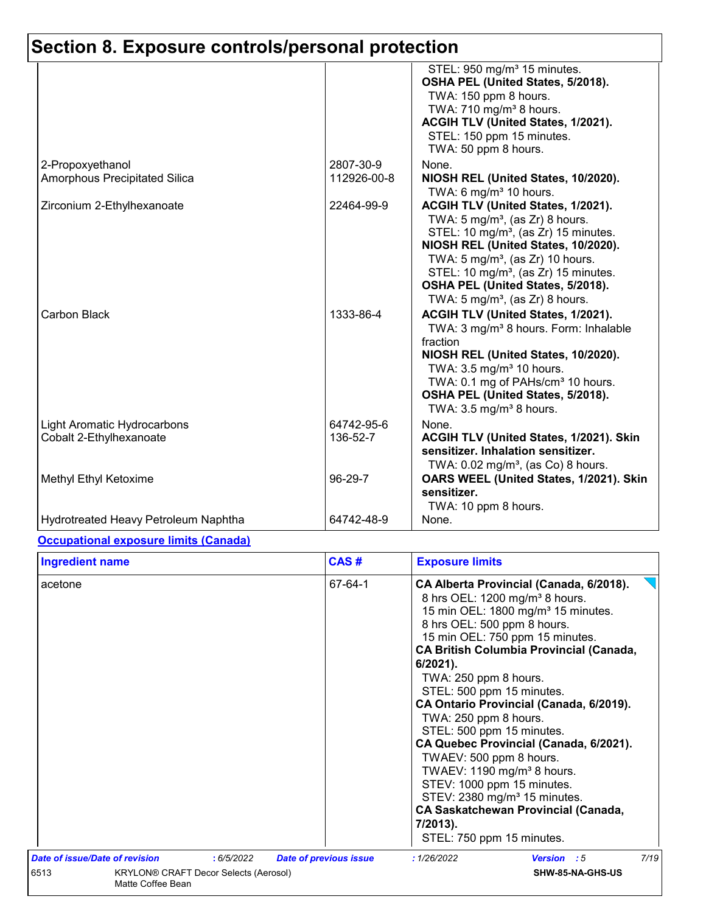## Section 8. Exposure controls/personal protection

| | | |
|---|---|---|
| | | STEL: 950 mg/m³ 15 minutes.<br>**OSHA PEL (United States, 5/2018).**<br>TWA: 150 ppm 8 hours.<br>TWA: 710 mg/m³ 8 hours.<br>**ACGIH TLV (United States, 1/2021).**<br>STEL: 150 ppm 15 minutes.<br>TWA: 50 ppm 8 hours. |
| 2-Propoxyethanol | 2807-30-9 | None. |
| Amorphous Precipitated Silica | 112926-00-8 | **NIOSH REL (United States, 10/2020).**<br>TWA: 6 mg/m³ 10 hours. |
| Zirconium 2-Ethylhexanoate | 22464-99-9 | **ACGIH TLV (United States, 1/2021).**<br>TWA: 5 mg/m³, (as Zr) 8 hours.<br>STEL: 10 mg/m³, (as Zr) 15 minutes.<br>**NIOSH REL (United States, 10/2020).**<br>TWA: 5 mg/m³, (as Zr) 10 hours.<br>STEL: 10 mg/m³, (as Zr) 15 minutes.<br>**OSHA PEL (United States, 5/2018).**<br>TWA: 5 mg/m³, (as Zr) 8 hours. |
| Carbon Black | 1333-86-4 | **ACGIH TLV (United States, 1/2021).**<br>TWA: 3 mg/m³ 8 hours. Form: Inhalable fraction<br>**NIOSH REL (United States, 10/2020).**<br>TWA: 3.5 mg/m³ 10 hours.<br>TWA: 0.1 mg of PAHs/cm³ 10 hours.<br>**OSHA PEL (United States, 5/2018).**<br>TWA: 3.5 mg/m³ 8 hours. |
| Light Aromatic Hydrocarbons | 64742-95-6 | None. |
| Cobalt 2-Ethylhexanoate | 136-52-7 | **ACGIH TLV (United States, 1/2021). Skin sensitizer. Inhalation sensitizer.**<br>TWA: 0.02 mg/m³, (as Co) 8 hours. |
| Methyl Ethyl Ketoxime | 96-29-7 | **OARS WEEL (United States, 1/2021). Skin sensitizer.**<br>TWA: 10 ppm 8 hours. |
| Hydrotreated Heavy Petroleum Naphtha | 64742-48-9 | None. |

**Occupational exposure limits (Canada)**

| Ingredient name | CAS # | Exposure limits |
|---|---|---|
| acetone | 67-64-1 | **CA Alberta Provincial (Canada, 6/2018).**<br>8 hrs OEL: 1200 mg/m³ 8 hours.<br>15 min OEL: 1800 mg/m³ 15 minutes.<br>8 hrs OEL: 500 ppm 8 hours.<br>15 min OEL: 750 ppm 15 minutes.<br>**CA British Columbia Provincial (Canada, 6/2021).**<br>TWA: 250 ppm 8 hours.<br>STEL: 500 ppm 15 minutes.<br>**CA Ontario Provincial (Canada, 6/2019).**<br>TWA: 250 ppm 8 hours.<br>STEL: 500 ppm 15 minutes.<br>**CA Quebec Provincial (Canada, 6/2021).**<br>TWAEV: 500 ppm 8 hours.<br>TWAEV: 1190 mg/m³ 8 hours.<br>STEV: 1000 ppm 15 minutes.<br>STEV: 2380 mg/m³ 15 minutes.<br>**CA Saskatchewan Provincial (Canada, 7/2013).**<br>STEL: 750 ppm 15 minutes. |

*Date of issue/Date of revision* : 6/5/2022 *Date of previous issue* : 1/26/2022 *Version* : 5

6513 KRYLON® CRAFT Decor Selects (Aerosol) Matte Coffee Bean SHW-85-NA-GHS-US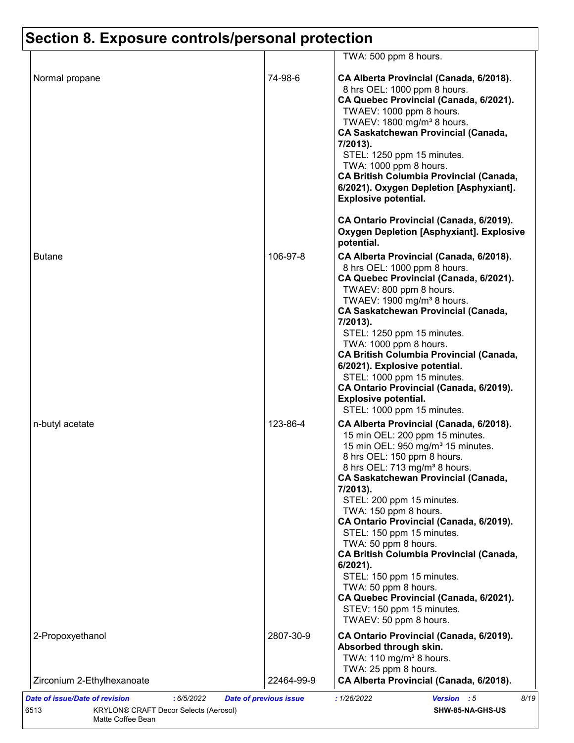# Section 8. Exposure controls/personal protection

| | | |
|---|---|---|
| | | TWA: 500 ppm 8 hours. |
| Normal propane | 74-98-6 | **CA Alberta Provincial (Canada, 6/2018).**<br>8 hrs OEL: 1000 ppm 8 hours.<br>**CA Quebec Provincial (Canada, 6/2021).**<br>TWAEV: 1000 ppm 8 hours.<br>TWAEV: 1800 mg/m³ 8 hours.<br>**CA Saskatchewan Provincial (Canada, 7/2013).**<br>STEL: 1250 ppm 15 minutes.<br>TWA: 1000 ppm 8 hours.<br>**CA British Columbia Provincial (Canada, 6/2021). Oxygen Depletion [Asphyxiant]. Explosive potential.**<br><br>**CA Ontario Provincial (Canada, 6/2019). Oxygen Depletion [Asphyxiant]. Explosive potential.** |
| Butane | 106-97-8 | **CA Alberta Provincial (Canada, 6/2018).**<br>8 hrs OEL: 1000 ppm 8 hours.<br>**CA Quebec Provincial (Canada, 6/2021).**<br>TWAEV: 800 ppm 8 hours.<br>TWAEV: 1900 mg/m³ 8 hours.<br>**CA Saskatchewan Provincial (Canada, 7/2013).**<br>STEL: 1250 ppm 15 minutes.<br>TWA: 1000 ppm 8 hours.<br>**CA British Columbia Provincial (Canada, 6/2021). Explosive potential.**<br>STEL: 1000 ppm 15 minutes.<br>**CA Ontario Provincial (Canada, 6/2019). Explosive potential.**<br>STEL: 1000 ppm 15 minutes. |
| n-butyl acetate | 123-86-4 | **CA Alberta Provincial (Canada, 6/2018).**<br>15 min OEL: 200 ppm 15 minutes.<br>15 min OEL: 950 mg/m³ 15 minutes.<br>8 hrs OEL: 150 ppm 8 hours.<br>8 hrs OEL: 713 mg/m³ 8 hours.<br>**CA Saskatchewan Provincial (Canada, 7/2013).**<br>STEL: 200 ppm 15 minutes.<br>TWA: 150 ppm 8 hours.<br>**CA Ontario Provincial (Canada, 6/2019).**<br>STEL: 150 ppm 15 minutes.<br>TWA: 50 ppm 8 hours.<br>**CA British Columbia Provincial (Canada, 6/2021).**<br>STEL: 150 ppm 15 minutes.<br>TWA: 50 ppm 8 hours.<br>**CA Quebec Provincial (Canada, 6/2021).**<br>STEV: 150 ppm 15 minutes.<br>TWAEV: 50 ppm 8 hours. |
| 2-Propoxyethanol | 2807-30-9 | **CA Ontario Provincial (Canada, 6/2019). Absorbed through skin.**<br>TWA: 110 mg/m³ 8 hours.<br>TWA: 25 ppm 8 hours. |
| Zirconium 2-Ethylhexanoate | 22464-99-9 | **CA Alberta Provincial (Canada, 6/2018).** |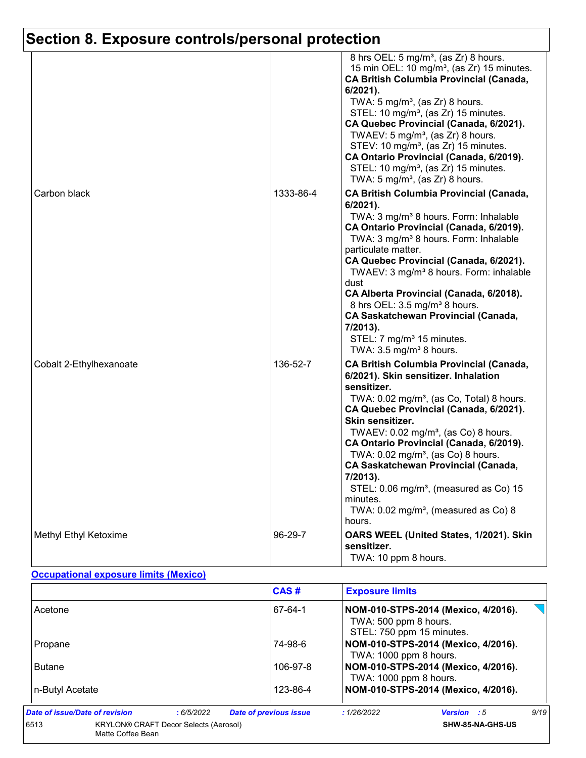# Section 8. Exposure controls/personal protection

| | | |
|---|---|---|
| | | 8 hrs OEL: 5 mg/m³, (as Zr) 8 hours.<br>15 min OEL: 10 mg/m³, (as Zr) 15 minutes.<br>**CA British Columbia Provincial (Canada, 6/2021).**<br>TWA: 5 mg/m³, (as Zr) 8 hours.<br>STEL: 10 mg/m³, (as Zr) 15 minutes.<br>**CA Quebec Provincial (Canada, 6/2021).**<br>TWAEV: 5 mg/m³, (as Zr) 8 hours.<br>STEV: 10 mg/m³, (as Zr) 15 minutes.<br>**CA Ontario Provincial (Canada, 6/2019).**<br>STEL: 10 mg/m³, (as Zr) 15 minutes.<br>TWA: 5 mg/m³, (as Zr) 8 hours. |
| Carbon black | 1333-86-4 | **CA British Columbia Provincial (Canada, 6/2021).**<br>TWA: 3 mg/m³ 8 hours. Form: Inhalable<br>**CA Ontario Provincial (Canada, 6/2019).**<br>TWA: 3 mg/m³ 8 hours. Form: Inhalable particulate matter.<br>**CA Quebec Provincial (Canada, 6/2021).**<br>TWAEV: 3 mg/m³ 8 hours. Form: inhalable dust<br>**CA Alberta Provincial (Canada, 6/2018).**<br>8 hrs OEL: 3.5 mg/m³ 8 hours.<br>**CA Saskatchewan Provincial (Canada, 7/2013).**<br>STEL: 7 mg/m³ 15 minutes.<br>TWA: 3.5 mg/m³ 8 hours. |
| Cobalt 2-Ethylhexanoate | 136-52-7 | **CA British Columbia Provincial (Canada, 6/2021). Skin sensitizer. Inhalation sensitizer.**<br>TWA: 0.02 mg/m³, (as Co, Total) 8 hours.<br>**CA Quebec Provincial (Canada, 6/2021). Skin sensitizer.**<br>TWAEV: 0.02 mg/m³, (as Co) 8 hours.<br>**CA Ontario Provincial (Canada, 6/2019).**<br>TWA: 0.02 mg/m³, (as Co) 8 hours.<br>**CA Saskatchewan Provincial (Canada, 7/2013).**<br>STEL: 0.06 mg/m³, (measured as Co) 15 minutes.<br>TWA: 0.02 mg/m³, (measured as Co) 8 hours. |
| Methyl Ethyl Ketoxime | 96-29-7 | **OARS WEEL (United States, 1/2021). Skin sensitizer.**<br>TWA: 10 ppm 8 hours. |

**Occupational exposure limits (Mexico)**

| | CAS # | Exposure limits |
|---|---|---|
| Acetone | 67-64-1 | **NOM-010-STPS-2014 (Mexico, 4/2016).**<br>TWA: 500 ppm 8 hours.<br>STEL: 750 ppm 15 minutes. |
| Propane | 74-98-6 | **NOM-010-STPS-2014 (Mexico, 4/2016).**<br>TWA: 1000 ppm 8 hours. |
| Butane | 106-97-8 | **NOM-010-STPS-2014 (Mexico, 4/2016).**<br>TWA: 1000 ppm 8 hours. |
| n-Butyl Acetate | 123-86-4 | **NOM-010-STPS-2014 (Mexico, 4/2016).** |

| *Date of issue/Date of revision* | : 6/5/2022 | *Date of previous issue* | : 1/26/2022 | *Version* : 5 |
|---|---|---|---|---|
| 6513 | KRYLON® CRAFT Decor Selects (Aerosol) Matte Coffee Bean | | | SHW-85-NA-GHS-US |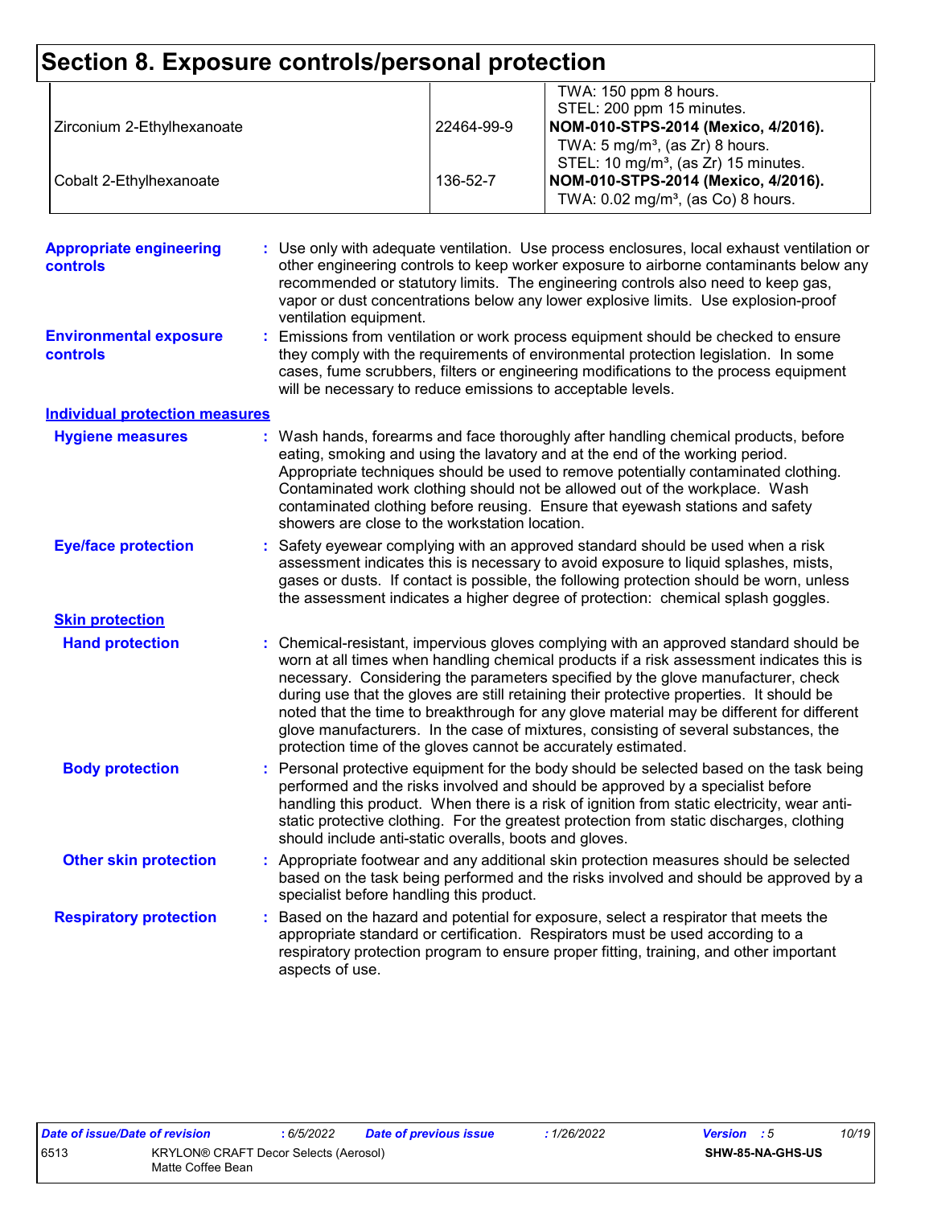# Section 8. Exposure controls/personal protection

| | | |
|---|---|---|
| | | TWA: 150 ppm 8 hours.<br>STEL: 200 ppm 15 minutes. |
| Zirconium 2-Ethylhexanoate | 22464-99-9 | **NOM-010-STPS-2014 (Mexico, 4/2016).**<br>TWA: 5 mg/m³, (as Zr) 8 hours.<br>STEL: 10 mg/m³, (as Zr) 15 minutes. |
| Cobalt 2-Ethylhexanoate | 136-52-7 | **NOM-010-STPS-2014 (Mexico, 4/2016).**<br>TWA: 0.02 mg/m³, (as Co) 8 hours. |

**Appropriate engineering controls** : Use only with adequate ventilation. Use process enclosures, local exhaust ventilation or other engineering controls to keep worker exposure to airborne contaminants below any recommended or statutory limits. The engineering controls also need to keep gas, vapor or dust concentrations below any lower explosive limits. Use explosion-proof ventilation equipment.

**Environmental exposure controls** : Emissions from ventilation or work process equipment should be checked to ensure they comply with the requirements of environmental protection legislation. In some cases, fume scrubbers, filters or engineering modifications to the process equipment will be necessary to reduce emissions to acceptable levels.

## Individual protection measures

**Hygiene measures** : Wash hands, forearms and face thoroughly after handling chemical products, before eating, smoking and using the lavatory and at the end of the working period. Appropriate techniques should be used to remove potentially contaminated clothing. Contaminated work clothing should not be allowed out of the workplace. Wash contaminated clothing before reusing. Ensure that eyewash stations and safety showers are close to the workstation location.

**Eye/face protection** : Safety eyewear complying with an approved standard should be used when a risk assessment indicates this is necessary to avoid exposure to liquid splashes, mists, gases or dusts. If contact is possible, the following protection should be worn, unless the assessment indicates a higher degree of protection: chemical splash goggles.

### Skin protection

**Hand protection** : Chemical-resistant, impervious gloves complying with an approved standard should be worn at all times when handling chemical products if a risk assessment indicates this is necessary. Considering the parameters specified by the glove manufacturer, check during use that the gloves are still retaining their protective properties. It should be noted that the time to breakthrough for any glove material may be different for different glove manufacturers. In the case of mixtures, consisting of several substances, the protection time of the gloves cannot be accurately estimated.

**Body protection** : Personal protective equipment for the body should be selected based on the task being performed and the risks involved and should be approved by a specialist before handling this product. When there is a risk of ignition from static electricity, wear anti-static protective clothing. For the greatest protection from static discharges, clothing should include anti-static overalls, boots and gloves.

**Other skin protection** : Appropriate footwear and any additional skin protection measures should be selected based on the task being performed and the risks involved and should be approved by a specialist before handling this product.

**Respiratory protection** : Based on the hazard and potential for exposure, select a respirator that meets the appropriate standard or certification. Respirators must be used according to a respiratory protection program to ensure proper fitting, training, and other important aspects of use.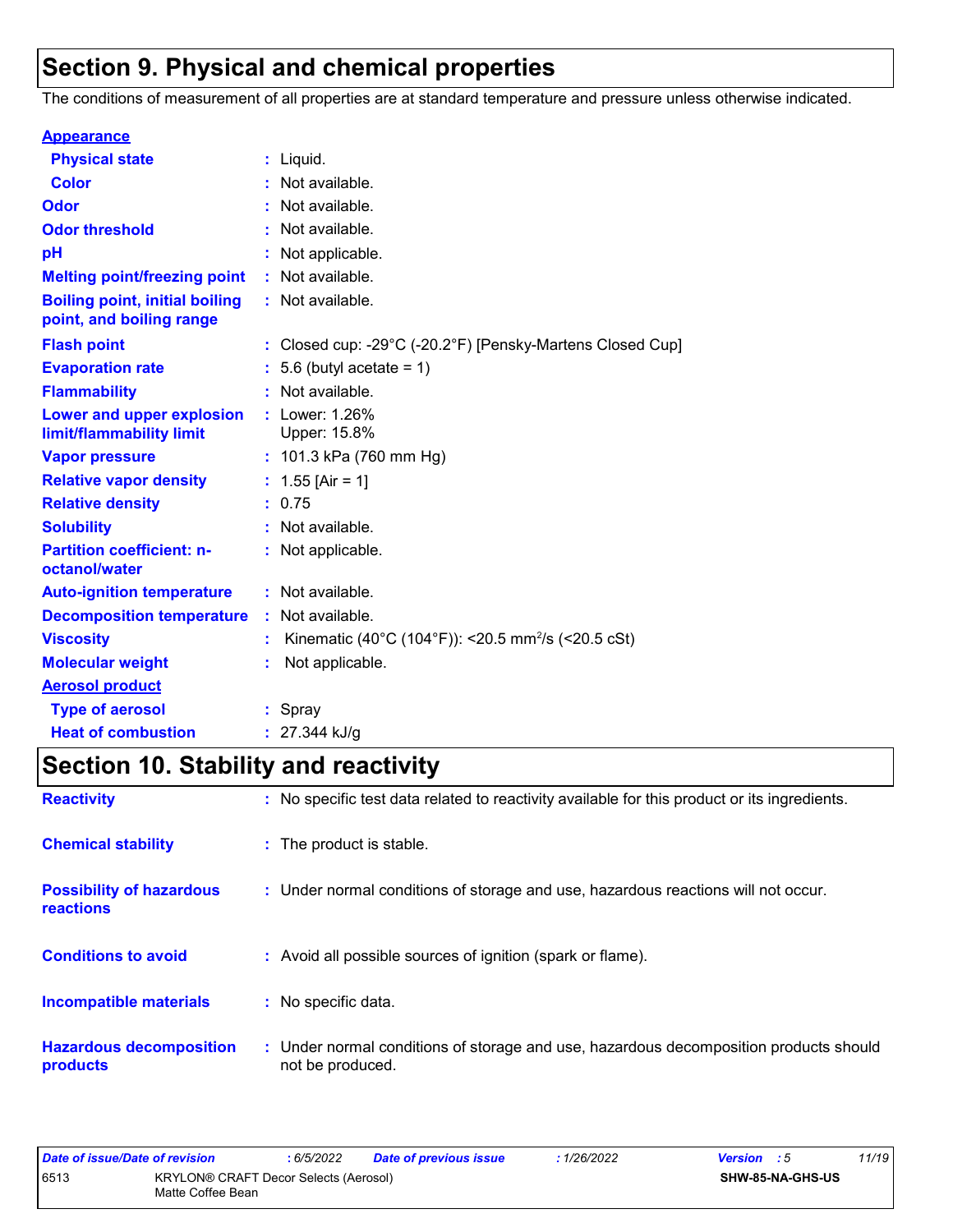# Section 9. Physical and chemical properties

The conditions of measurement of all properties are at standard temperature and pressure unless otherwise indicated.

**Appearance**

| | | |
|---|---|---|
| **Physical state** | : | Liquid. |
| **Color** | : | Not available. |
| **Odor** | : | Not available. |
| **Odor threshold** | : | Not available. |
| **pH** | : | Not applicable. |
| **Melting point/freezing point** | : | Not available. |
| **Boiling point, initial boiling point, and boiling range** | : | Not available. |
| **Flash point** | : | Closed cup: -29°C (-20.2°F) [Pensky-Martens Closed Cup] |
| **Evaporation rate** | : | 5.6 (butyl acetate = 1) |
| **Flammability** | : | Not available. |
| **Lower and upper explosion limit/flammability limit** | : | Lower: 1.26%<br>Upper: 15.8% |
| **Vapor pressure** | : | 101.3 kPa (760 mm Hg) |
| **Relative vapor density** | : | 1.55 [Air = 1] |
| **Relative density** | : | 0.75 |
| **Solubility** | : | Not available. |
| **Partition coefficient: n-octanol/water** | : | Not applicable. |
| **Auto-ignition temperature** | : | Not available. |
| **Decomposition temperature** | : | Not available. |
| **Viscosity** | : | Kinematic (40°C (104°F)): <20.5 $mm^2/s$ (<20.5 cSt) |
| **Molecular weight** | : | Not applicable. |

**Aerosol product**

| | | |
|---|---|---|
| **Type of aerosol** | : | Spray |
| **Heat of combustion** | : | 27.344 kJ/g |

# Section 10. Stability and reactivity

| | | |
|---|---|---|
| **Reactivity** | : | No specific test data related to reactivity available for this product or its ingredients. |
| **Chemical stability** | : | The product is stable. |
| **Possibility of hazardous reactions** | : | Under normal conditions of storage and use, hazardous reactions will not occur. |
| **Conditions to avoid** | : | Avoid all possible sources of ignition (spark or flame). |
| **Incompatible materials** | : | No specific data. |
| **Hazardous decomposition products** | : | Under normal conditions of storage and use, hazardous decomposition products should not be produced. |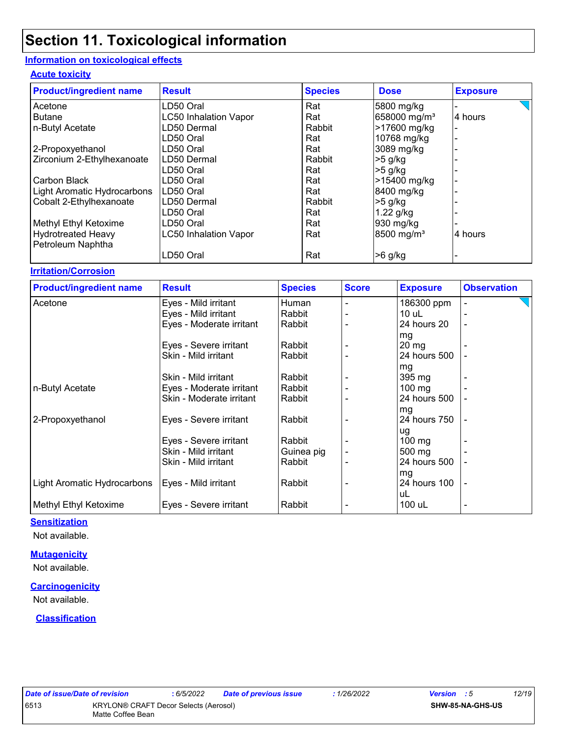# Section 11. Toxicological information

## Information on toxicological effects

### Acute toxicity

| Product/ingredient name | Result | Species | Dose | Exposure |
|---|---|---|---|---|
| Acetone | LD50 Oral | Rat | 5800 mg/kg | - |
| Butane | LC50 Inhalation Vapor | Rat | 658000 mg/m³ | 4 hours |
| n-Butyl Acetate | LD50 Dermal | Rabbit | >17600 mg/kg | - |
| | LD50 Oral | Rat | 10768 mg/kg | - |
| 2-Propoxyethanol | LD50 Oral | Rat | 3089 mg/kg | - |
| Zirconium 2-Ethylhexanoate | LD50 Dermal | Rabbit | >5 g/kg | - |
| | LD50 Oral | Rat | >5 g/kg | - |
| Carbon Black | LD50 Oral | Rat | >15400 mg/kg | - |
| Light Aromatic Hydrocarbons | LD50 Oral | Rat | 8400 mg/kg | - |
| Cobalt 2-Ethylhexanoate | LD50 Dermal | Rabbit | >5 g/kg | - |
| | LD50 Oral | Rat | 1.22 g/kg | - |
| Methyl Ethyl Ketoxime | LD50 Oral | Rat | 930 mg/kg | - |
| Hydrotreated Heavy Petroleum Naphtha | LC50 Inhalation Vapor | Rat | 8500 mg/m³ | 4 hours |
| | LD50 Oral | Rat | >6 g/kg | - |

### Irritation/Corrosion

| Product/ingredient name | Result | Species | Score | Exposure | Observation |
|---|---|---|---|---|---|
| Acetone | Eyes - Mild irritant | Human | - | 186300 ppm | - |
| | Eyes - Mild irritant | Rabbit | - | 10 uL | - |
| | Eyes - Moderate irritant | Rabbit | - | 24 hours 20 mg | - |
| | Eyes - Severe irritant | Rabbit | - | 20 mg | - |
| | Skin - Mild irritant | Rabbit | - | 24 hours 500 mg | - |
| | Skin - Mild irritant | Rabbit | - | 395 mg | - |
| n-Butyl Acetate | Eyes - Moderate irritant | Rabbit | - | 100 mg | - |
| | Skin - Moderate irritant | Rabbit | - | 24 hours 500 mg | - |
| 2-Propoxyethanol | Eyes - Severe irritant | Rabbit | - | 24 hours 750 ug | - |
| | Eyes - Severe irritant | Rabbit | - | 100 mg | - |
| | Skin - Mild irritant | Guinea pig | - | 500 mg | - |
| | Skin - Mild irritant | Rabbit | - | 24 hours 500 mg | - |
| Light Aromatic Hydrocarbons | Eyes - Mild irritant | Rabbit | - | 24 hours 100 uL | - |
| Methyl Ethyl Ketoxime | Eyes - Severe irritant | Rabbit | - | 100 uL | - |

### Sensitization

Not available.

### Mutagenicity

Not available.

### Carcinogenicity

Not available.

### Classification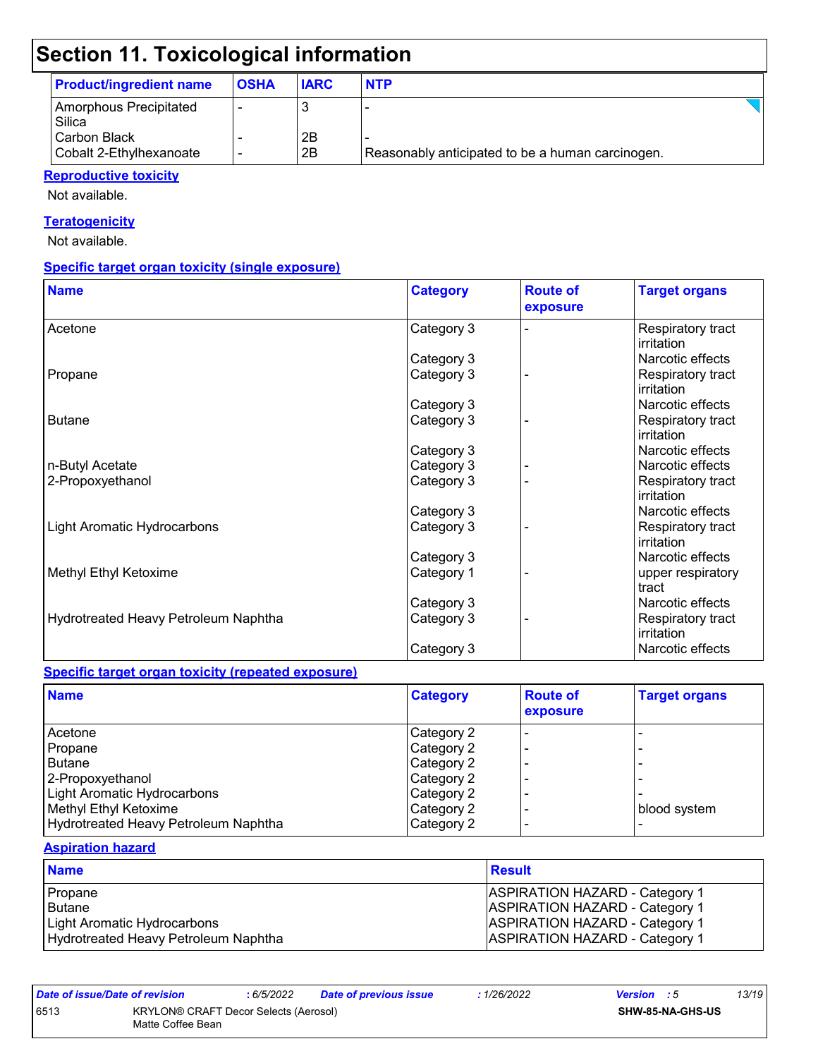# Section 11. Toxicological information

| Product/ingredient name | OSHA | IARC | NTP |
|---|---|---|---|
| Amorphous Precipitated Silica | - | 3 | - |
| Carbon Black | - | 2B | - |
| Cobalt 2-Ethylhexanoate | - | 2B | Reasonably anticipated to be a human carcinogen. |

**Reproductive toxicity**

Not available.

**Teratogenicity**

Not available.

**Specific target organ toxicity (single exposure)**

| Name | Category | Route of exposure | Target organs |
|---|---|---|---|
| Acetone | Category 3 | - | Respiratory tract irritation |
| | Category 3 | | Narcotic effects |
| Propane | Category 3 | - | Respiratory tract irritation |
| | Category 3 | | Narcotic effects |
| Butane | Category 3 | - | Respiratory tract irritation |
| | Category 3 | | Narcotic effects |
| n-Butyl Acetate | Category 3 | - | Narcotic effects |
| 2-Propoxyethanol | Category 3 | - | Respiratory tract irritation |
| | Category 3 | | Narcotic effects |
| Light Aromatic Hydrocarbons | Category 3 | - | Respiratory tract irritation |
| | Category 3 | | Narcotic effects |
| Methyl Ethyl Ketoxime | Category 1 | - | upper respiratory tract |
| | Category 3 | | Narcotic effects |
| Hydrotreated Heavy Petroleum Naphtha | Category 3 | - | Respiratory tract irritation |
| | Category 3 | | Narcotic effects |

**Specific target organ toxicity (repeated exposure)**

| Name | Category | Route of exposure | Target organs |
|---|---|---|---|
| Acetone | Category 2 | - | - |
| Propane | Category 2 | - | - |
| Butane | Category 2 | - | - |
| 2-Propoxyethanol | Category 2 | - | - |
| Light Aromatic Hydrocarbons | Category 2 | - | - |
| Methyl Ethyl Ketoxime | Category 2 | - | blood system |
| Hydrotreated Heavy Petroleum Naphtha | Category 2 | - | - |

**Aspiration hazard**

| Name | Result |
|---|---|
| Propane | ASPIRATION HAZARD - Category 1 |
| Butane | ASPIRATION HAZARD - Category 1 |
| Light Aromatic Hydrocarbons | ASPIRATION HAZARD - Category 1 |
| Hydrotreated Heavy Petroleum Naphtha | ASPIRATION HAZARD - Category 1 |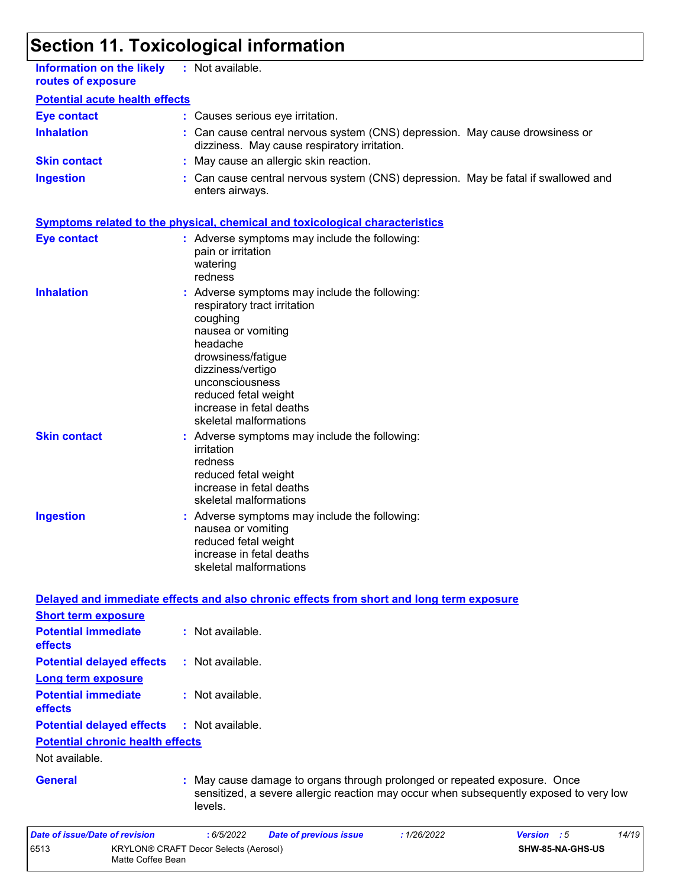# Section 11. Toxicological information

**Information on the likely routes of exposure** : Not available.

**Potential acute health effects**

**Eye contact** : Causes serious eye irritation.

**Inhalation** : Can cause central nervous system (CNS) depression. May cause drowsiness or dizziness. May cause respiratory irritation.

**Skin contact** : May cause an allergic skin reaction.

**Ingestion** : Can cause central nervous system (CNS) depression. May be fatal if swallowed and enters airways.

**Symptoms related to the physical, chemical and toxicological characteristics**

**Eye contact** : Adverse symptoms may include the following:
pain or irritation
watering
redness

**Inhalation** : Adverse symptoms may include the following:
respiratory tract irritation
coughing
nausea or vomiting
headache
drowsiness/fatigue
dizziness/vertigo
unconsciousness
reduced fetal weight
increase in fetal deaths
skeletal malformations

**Skin contact** : Adverse symptoms may include the following:
irritation
redness
reduced fetal weight
increase in fetal deaths
skeletal malformations

**Ingestion** : Adverse symptoms may include the following:
nausea or vomiting
reduced fetal weight
increase in fetal deaths
skeletal malformations

**Delayed and immediate effects and also chronic effects from short and long term exposure**

**Short term exposure**

**Potential immediate effects** : Not available.

**Potential delayed effects** : Not available.

**Long term exposure**

**Potential immediate effects** : Not available.

**Potential delayed effects** : Not available.

**Potential chronic health effects**

Not available.

**General** : May cause damage to organs through prolonged or repeated exposure. Once sensitized, a severe allergic reaction may occur when subsequently exposed to very low levels.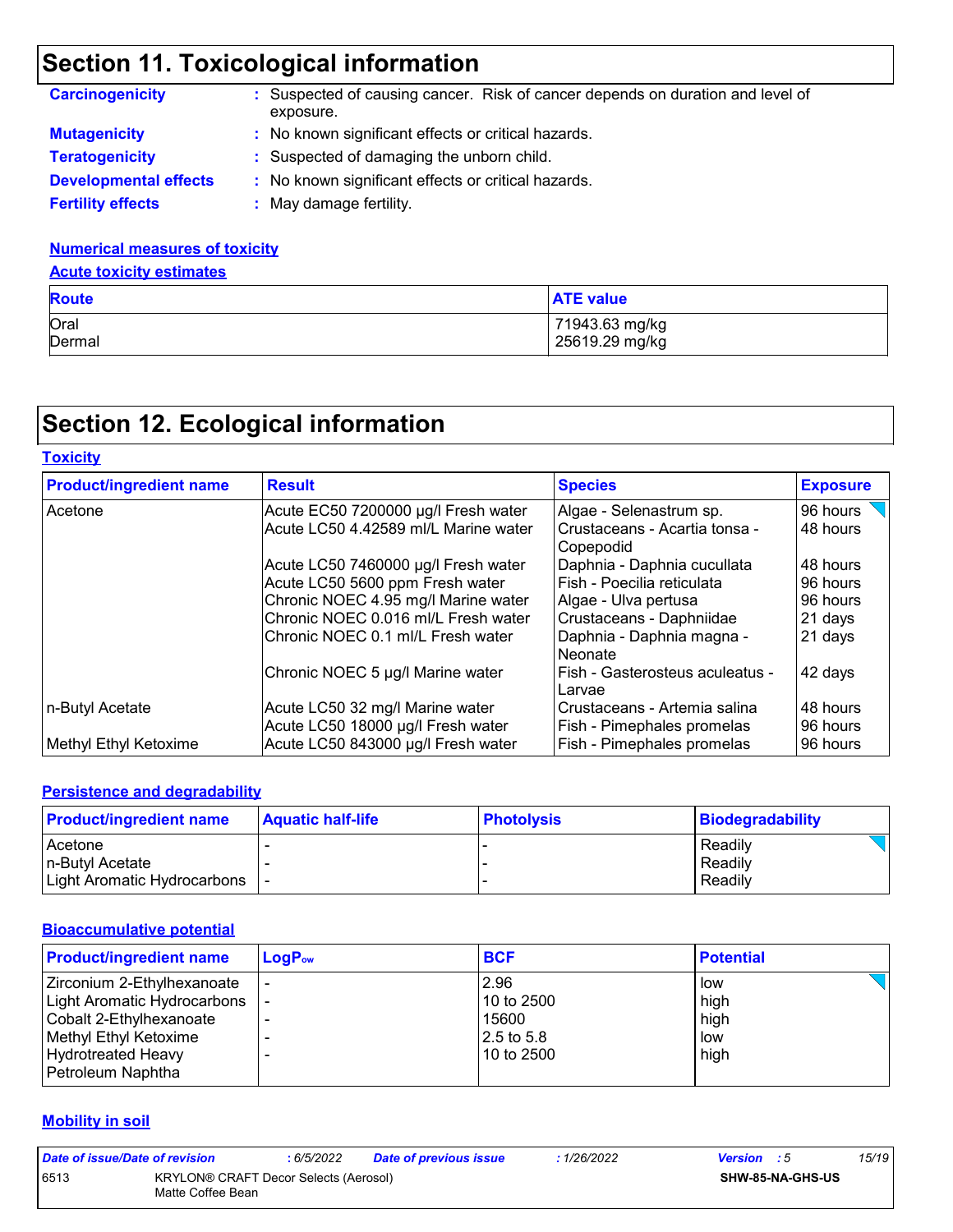# Section 11. Toxicological information

**Carcinogenicity** : Suspected of causing cancer. Risk of cancer depends on duration and level of exposure.

**Mutagenicity** : No known significant effects or critical hazards.

**Teratogenicity** : Suspected of damaging the unborn child.

**Developmental effects** : No known significant effects or critical hazards.

**Fertility effects** : May damage fertility.

### Numerical measures of toxicity

#### Acute toxicity estimates

| Route | ATE value |
|---|---|
| Oral | 71943.63 mg/kg |
| Dermal | 25619.29 mg/kg |

# Section 12. Ecological information

### Toxicity

| Product/ingredient name | Result | Species | Exposure |
|---|---|---|---|
| Acetone | Acute EC50 7200000 µg/l Fresh water | Algae - Selenastrum sp. | 96 hours |
| | Acute LC50 4.42589 ml/L Marine water | Crustaceans - Acartia tonsa - Copepodid | 48 hours |
| | Acute LC50 7460000 µg/l Fresh water | Daphnia - Daphnia cucullata | 48 hours |
| | Acute LC50 5600 ppm Fresh water | Fish - Poecilia reticulata | 96 hours |
| | Chronic NOEC 4.95 mg/l Marine water | Algae - Ulva pertusa | 96 hours |
| | Chronic NOEC 0.016 ml/L Fresh water | Crustaceans - Daphniidae | 21 days |
| | Chronic NOEC 0.1 ml/L Fresh water | Daphnia - Daphnia magna - Neonate | 21 days |
| | Chronic NOEC 5 µg/l Marine water | Fish - Gasterosteus aculeatus - Larvae | 42 days |
| n-Butyl Acetate | Acute LC50 32 mg/l Marine water | Crustaceans - Artemia salina | 48 hours |
| | Acute LC50 18000 µg/l Fresh water | Fish - Pimephales promelas | 96 hours |
| Methyl Ethyl Ketoxime | Acute LC50 843000 µg/l Fresh water | Fish - Pimephales promelas | 96 hours |

### Persistence and degradability

| Product/ingredient name | Aquatic half-life | Photolysis | Biodegradability |
|---|---|---|---|
| Acetone | - | - | Readily |
| n-Butyl Acetate | - | - | Readily |
| Light Aromatic Hydrocarbons | - | - | Readily |

### Bioaccumulative potential

| Product/ingredient name | $LogP_{ow}$ | BCF | Potential |
|---|---|---|---|
| Zirconium 2-Ethylhexanoate | - | 2.96 | low |
| Light Aromatic Hydrocarbons | - | 10 to 2500 | high |
| Cobalt 2-Ethylhexanoate | - | 15600 | high |
| Methyl Ethyl Ketoxime | - | 2.5 to 5.8 | low |
| Hydrotreated Heavy Petroleum Naphtha | - | 10 to 2500 | high |

### Mobility in soil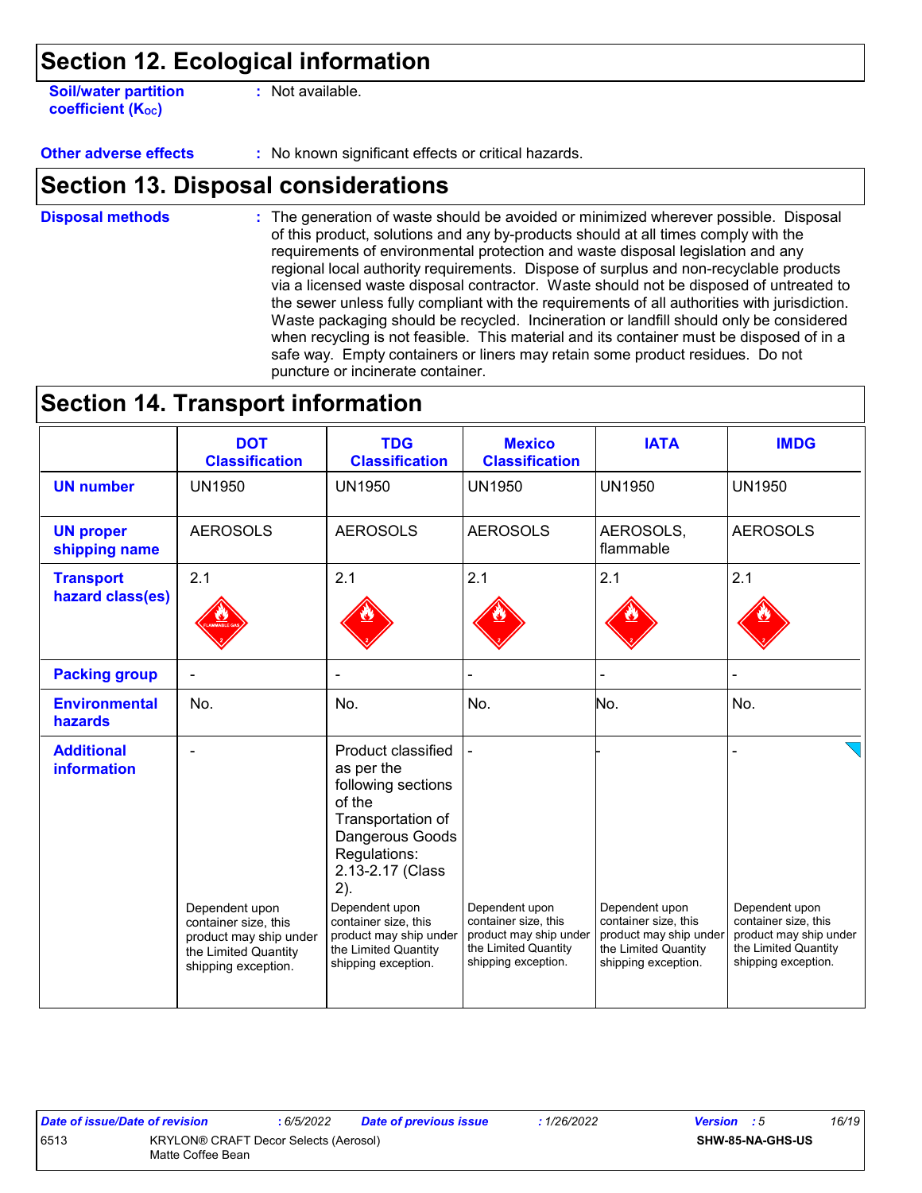## Section 12. Ecological information

**Soil/water partition coefficient ($K_{OC}$)** : Not available.

**Other adverse effects** : No known significant effects or critical hazards.

## Section 13. Disposal considerations

**Disposal methods** : The generation of waste should be avoided or minimized wherever possible. Disposal of this product, solutions and any by-products should at all times comply with the requirements of environmental protection and waste disposal legislation and any regional local authority requirements. Dispose of surplus and non-recyclable products via a licensed waste disposal contractor. Waste should not be disposed of untreated to the sewer unless fully compliant with the requirements of all authorities with jurisdiction. Waste packaging should be recycled. Incineration or landfill should only be considered when recycling is not feasible. This material and its container must be disposed of in a safe way. Empty containers or liners may retain some product residues. Do not puncture or incinerate container.

## Section 14. Transport information

| | DOT Classification | TDG Classification | Mexico Classification | IATA | IMDG |
|---|---|---|---|---|---|
| **UN number** | UN1950 | UN1950 | UN1950 | UN1950 | UN1950 |
| **UN proper shipping name** | AEROSOLS | AEROSOLS | AEROSOLS | AEROSOLS, flammable | AEROSOLS |
| **Transport hazard class(es)** | 2.1 | 2.1 | 2.1 | 2.1 | 2.1 |
| **Packing group** | - | - | - | - | - |
| **Environmental hazards** | No. | No. | No. | No. | No. |
| **Additional information** | - <br><br> Dependent upon container size, this product may ship under the Limited Quantity shipping exception. | Product classified as per the following sections of the Transportation of Dangerous Goods Regulations: 2.13-2.17 (Class 2). <br><br> Dependent upon container size, this product may ship under the Limited Quantity shipping exception. | - <br><br> Dependent upon container size, this product may ship under the Limited Quantity shipping exception. | - <br><br> Dependent upon container size, this product may ship under the Limited Quantity shipping exception. | - <br><br> Dependent upon container size, this product may ship under the Limited Quantity shipping exception. |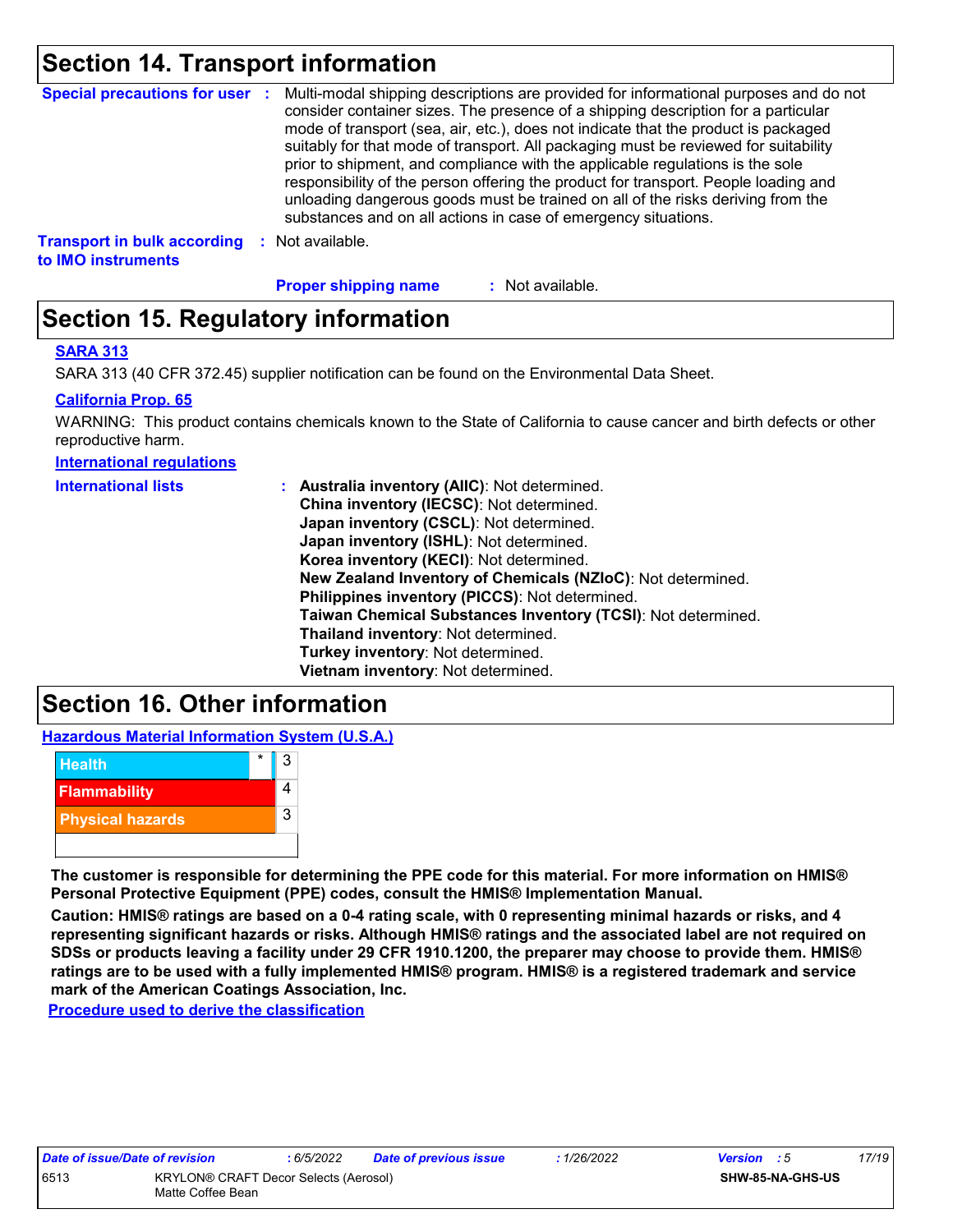## Section 14. Transport information

**Special precautions for user** : Multi-modal shipping descriptions are provided for informational purposes and do not consider container sizes. The presence of a shipping description for a particular mode of transport (sea, air, etc.), does not indicate that the product is packaged suitably for that mode of transport. All packaging must be reviewed for suitability prior to shipment, and compliance with the applicable regulations is the sole responsibility of the person offering the product for transport. People loading and unloading dangerous goods must be trained on all of the risks deriving from the substances and on all actions in case of emergency situations.

**Transport in bulk according to IMO instruments** : Not available.

**Proper shipping name** : Not available.

## Section 15. Regulatory information

**SARA 313**

SARA 313 (40 CFR 372.45) supplier notification can be found on the Environmental Data Sheet.

**California Prop. 65**

WARNING: This product contains chemicals known to the State of California to cause cancer and birth defects or other reproductive harm.

**International regulations**

**International lists** :
**Australia inventory (AIIC)**: Not determined.
**China inventory (IECSC)**: Not determined.
**Japan inventory (CSCL)**: Not determined.
**Japan inventory (ISHL)**: Not determined.
**Korea inventory (KECI)**: Not determined.
**New Zealand Inventory of Chemicals (NZIoC)**: Not determined.
**Philippines inventory (PICCS)**: Not determined.
**Taiwan Chemical Substances Inventory (TCSI)**: Not determined.
**Thailand inventory**: Not determined.
**Turkey inventory**: Not determined.
**Vietnam inventory**: Not determined.

## Section 16. Other information

**Hazardous Material Information System (U.S.A.)**

| | | |
|---|---|---|
| Health | * | 3 |
| Flammability | | 4 |
| Physical hazards | | 3 |
| | | |

**The customer is responsible for determining the PPE code for this material. For more information on HMIS® Personal Protective Equipment (PPE) codes, consult the HMIS® Implementation Manual.**

**Caution: HMIS® ratings are based on a 0-4 rating scale, with 0 representing minimal hazards or risks, and 4 representing significant hazards or risks. Although HMIS® ratings and the associated label are not required on SDSs or products leaving a facility under 29 CFR 1910.1200, the preparer may choose to provide them. HMIS® ratings are to be used with a fully implemented HMIS® program. HMIS® is a registered trademark and service mark of the American Coatings Association, Inc.**

**Procedure used to derive the classification**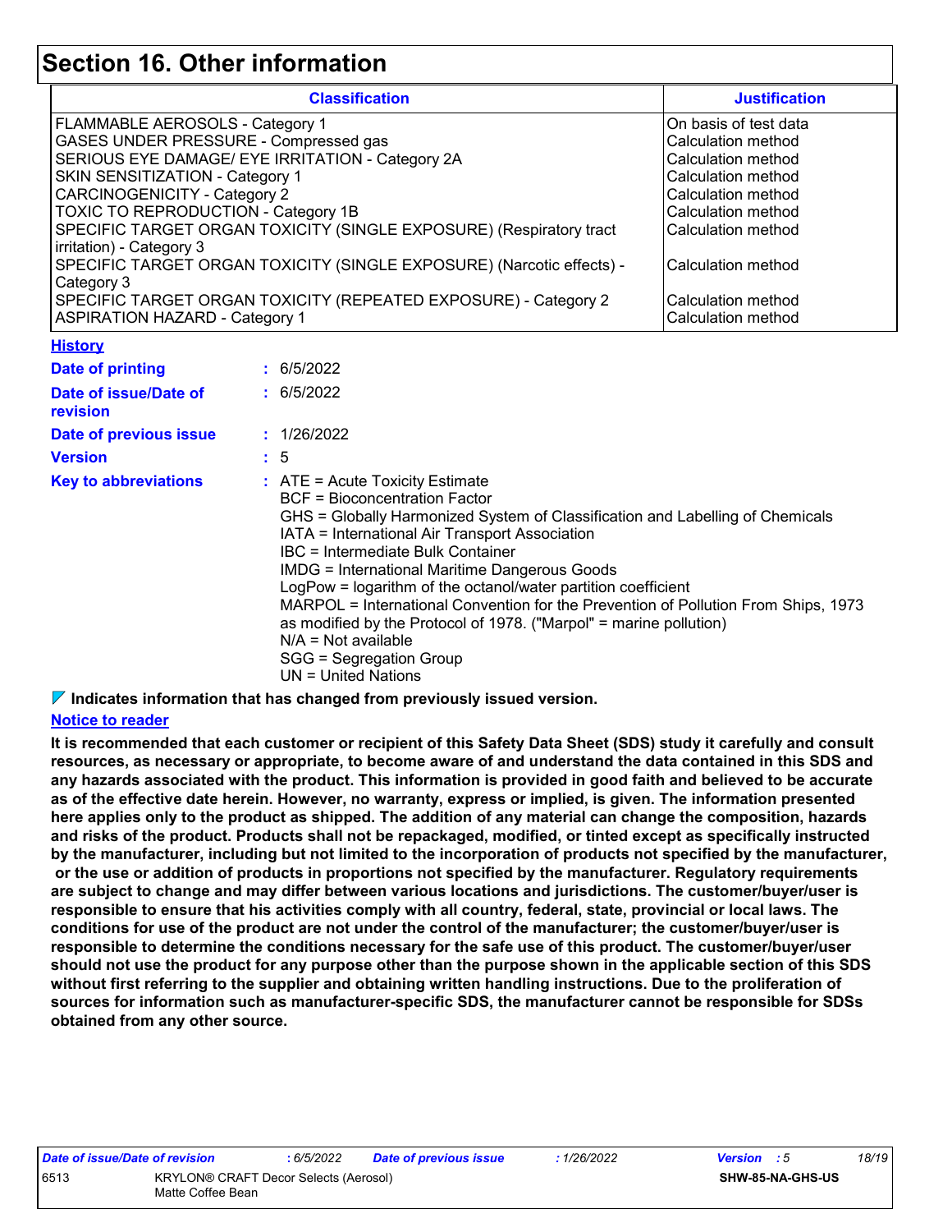# Section 16. Other information

| Classification | Justification |
| --- | --- |
| FLAMMABLE AEROSOLS - Category 1 | On basis of test data |
| GASES UNDER PRESSURE - Compressed gas | Calculation method |
| SERIOUS EYE DAMAGE/ EYE IRRITATION - Category 2A | Calculation method |
| SKIN SENSITIZATION - Category 1 | Calculation method |
| CARCINOGENICITY - Category 2 | Calculation method |
| TOXIC TO REPRODUCTION - Category 1B | Calculation method |
| SPECIFIC TARGET ORGAN TOXICITY (SINGLE EXPOSURE) (Respiratory tract irritation) - Category 3 | Calculation method |
| SPECIFIC TARGET ORGAN TOXICITY (SINGLE EXPOSURE) (Narcotic effects) - Category 3 | Calculation method |
| SPECIFIC TARGET ORGAN TOXICITY (REPEATED EXPOSURE) - Category 2 | Calculation method |
| ASPIRATION HAZARD - Category 1 | Calculation method |

**History**

**Date of printing** : 6/5/2022

**Date of issue/Date of revision** : 6/5/2022

**Date of previous issue** : 1/26/2022

**Version** : 5

**Key to abbreviations** :
ATE = Acute Toxicity Estimate
BCF = Bioconcentration Factor
GHS = Globally Harmonized System of Classification and Labelling of Chemicals
IATA = International Air Transport Association
IBC = Intermediate Bulk Container
IMDG = International Maritime Dangerous Goods
LogPow = logarithm of the octanol/water partition coefficient
MARPOL = International Convention for the Prevention of Pollution From Ships, 1973 as modified by the Protocol of 1978. ("Marpol" = marine pollution)
N/A = Not available
SGG = Segregation Group
UN = United Nations

**Indicates information that has changed from previously issued version.**

**Notice to reader**

**It is recommended that each customer or recipient of this Safety Data Sheet (SDS) study it carefully and consult resources, as necessary or appropriate, to become aware of and understand the data contained in this SDS and any hazards associated with the product. This information is provided in good faith and believed to be accurate as of the effective date herein. However, no warranty, express or implied, is given. The information presented here applies only to the product as shipped. The addition of any material can change the composition, hazards and risks of the product. Products shall not be repackaged, modified, or tinted except as specifically instructed by the manufacturer, including but not limited to the incorporation of products not specified by the manufacturer, or the use or addition of products in proportions not specified by the manufacturer. Regulatory requirements are subject to change and may differ between various locations and jurisdictions. The customer/buyer/user is responsible to ensure that his activities comply with all country, federal, state, provincial or local laws. The conditions for use of the product are not under the control of the manufacturer; the customer/buyer/user is responsible to determine the conditions necessary for the safe use of this product. The customer/buyer/user should not use the product for any purpose other than the purpose shown in the applicable section of this SDS without first referring to the supplier and obtaining written handling instructions. Due to the proliferation of sources for information such as manufacturer-specific SDS, the manufacturer cannot be responsible for SDSs obtained from any other source.**